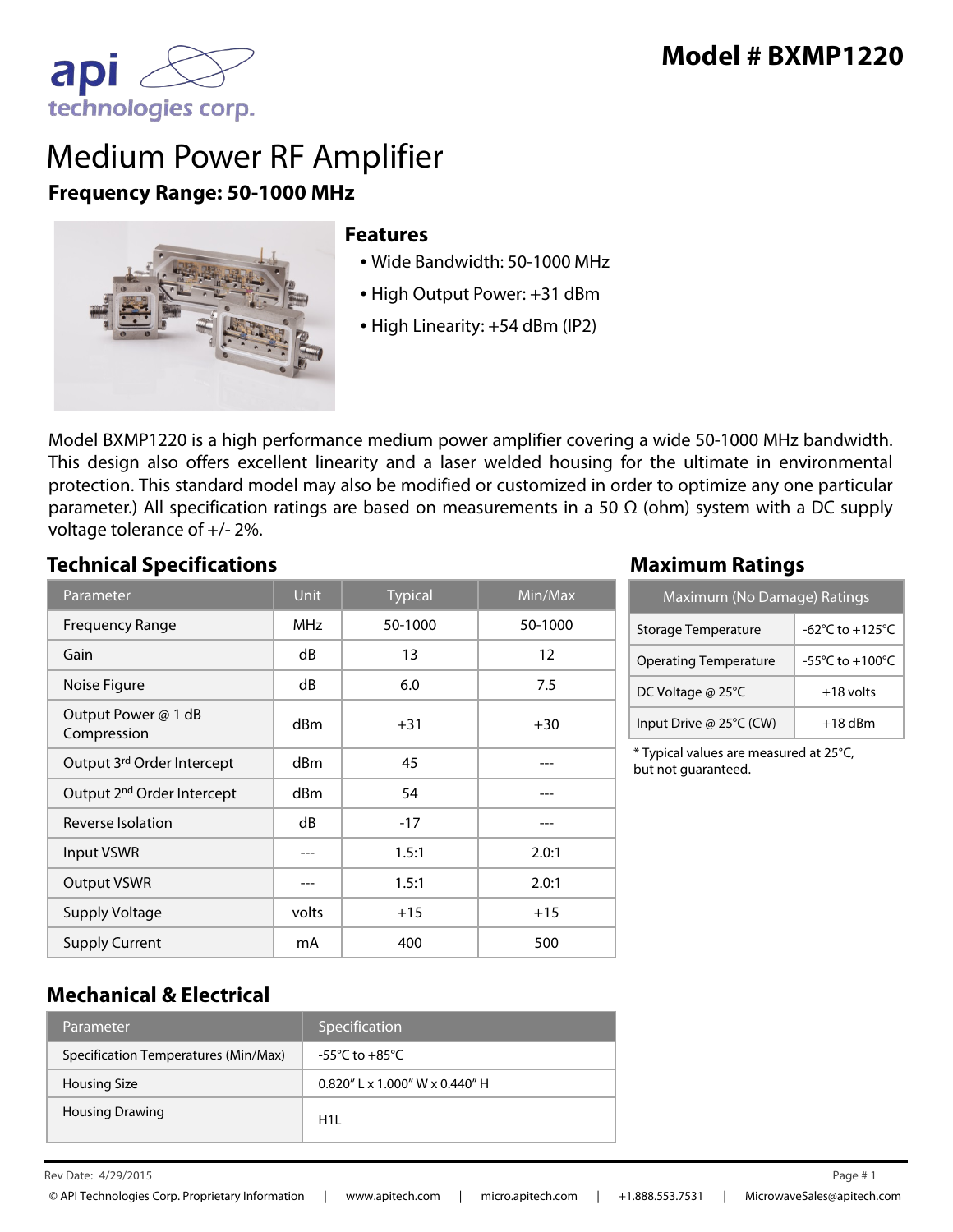# Model # BXMP1220

api technologies corp.

# Medium Power RF Amplifier

**Frequency Range: 50-1000 MHz**

## Features

- Wide Bandwidth: 50-1000 MHz
- High Output Power: +31 dBm
- High Linearity: +54 dBm (IP2)

Model BXMP1220 is a high performance medium power amplifier covering a wide 50-1000 MHz bandwidth. This design also offers excellent linearity and a laser welded housing for the ultimate in environmental protection. This standard model may also be modified or customized in order to optimize any one particular parameter.) All specification ratings are based on measurements in a 50 Ω (ohm) system with a DC supply voltage tolerance of +/- 2%.

## Technical Specifications

| Parameter | Unit | Typical | Min/Max |
|---|---|---|---|
| Frequency Range | MHz | 50-1000 | 50-1000 |
| Gain | dB | 13 | 12 |
| Noise Figure | dB | 6.0 | 7.5 |
| Output Power @ 1 dB Compression | dBm | +31 | +30 |
| Output 3rd Order Intercept | dBm | 45 | --- |
| Output 2nd Order Intercept | dBm | 54 | --- |
| Reverse Isolation | dB | -17 | --- |
| Input VSWR | --- | 1.5:1 | 2.0:1 |
| Output VSWR | --- | 1.5:1 | 2.0:1 |
| Supply Voltage | volts | +15 | +15 |
| Supply Current | mA | 400 | 500 |

## Maximum Ratings

| Maximum (No Damage) Ratings | |
|---|---|
| Storage Temperature | -62°C to +125°C |
| Operating Temperature | -55°C to +100°C |
| DC Voltage @ 25°C | +18 volts |
| Input Drive @ 25°C (CW) | +18 dBm |

\* Typical values are measured at 25°C, but not guaranteed.

## Mechanical & Electrical

| Parameter | Specification |
|---|---|
| Specification Temperatures (Min/Max) | -55°C to +85°C |
| Housing Size | 0.820" L x 1.000" W x 0.440" H |
| Housing Drawing | H1L |

Rev Date: 4/29/2015

© API Technologies Corp. Proprietary Information | www.apitech.com | micro.apitech.com | +1.888.553.7531 | MicrowaveSales@apitech.com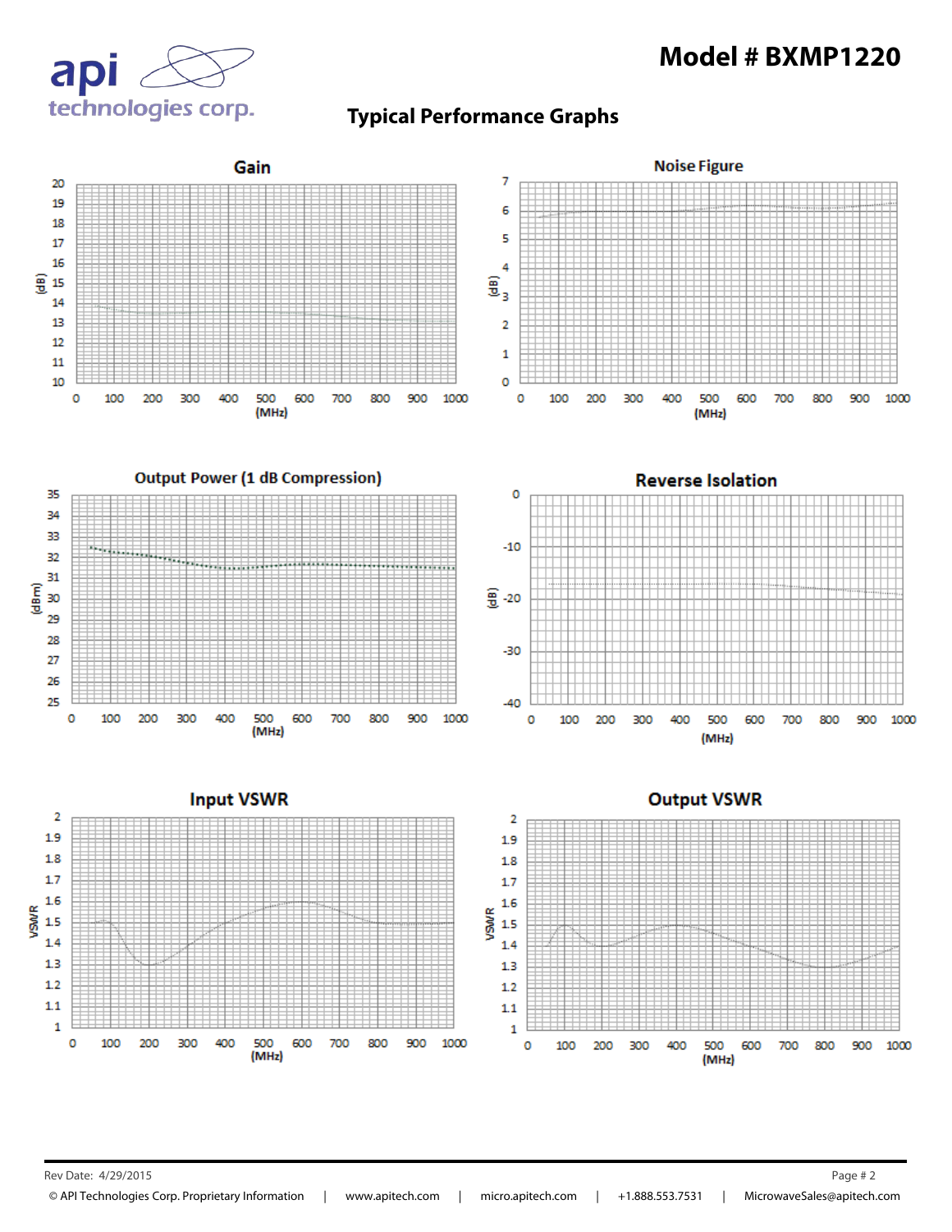# Model # BXMP1220

## Typical Performance Graphs

### Gain

(dB) vs (MHz)

### Noise Figure

(dB) vs (MHz)

### Output Power (1 dB Compression)

(dBm) vs (MHz)

### Reverse Isolation

(dB) vs (MHz)

### Input VSWR

VSWR vs (MHz)

### Output VSWR

VSWR vs (MHz)

Rev Date: 4/29/2015

© API Technologies Corp. Proprietary Information | www.apitech.com | micro.apitech.com | +1.888.553.7531 | MicrowaveSales@apitech.com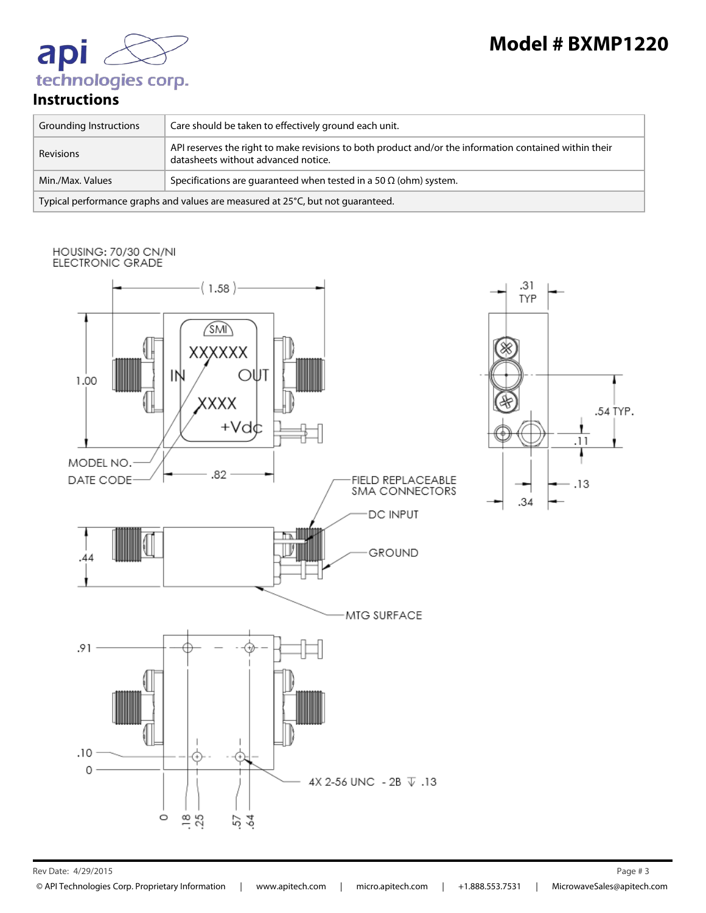# Model # BXMP1220

## Instructions

| | |
|---|---|
| Grounding Instructions | Care should be taken to effectively ground each unit. |
| Revisions | API reserves the right to make revisions to both product and/or the information contained within their datasheets without advanced notice. |
| Min./Max. Values | Specifications are guaranteed when tested in a 50 Ω (ohm) system. |
| Typical performance graphs and values are measured at 25°C, but not guaranteed. | |

HOUSING: 70/30 CN/NI
ELECTRONIC GRADE

( 1.58 )
1.00
SMI
XXXXXX
IN
OUT
XXXX
+Vdc
MODEL NO.
DATE CODE
.82
.31
TYP
.54 TYP.
.11
.13
.34
FIELD REPLACEABLE
SMA CONNECTORS
DC INPUT
GROUND
.44
MTG SURFACE
.91
.10
0
4X 2-56 UNC - 2B ↧ .13
0
.18
.25
.57
.64